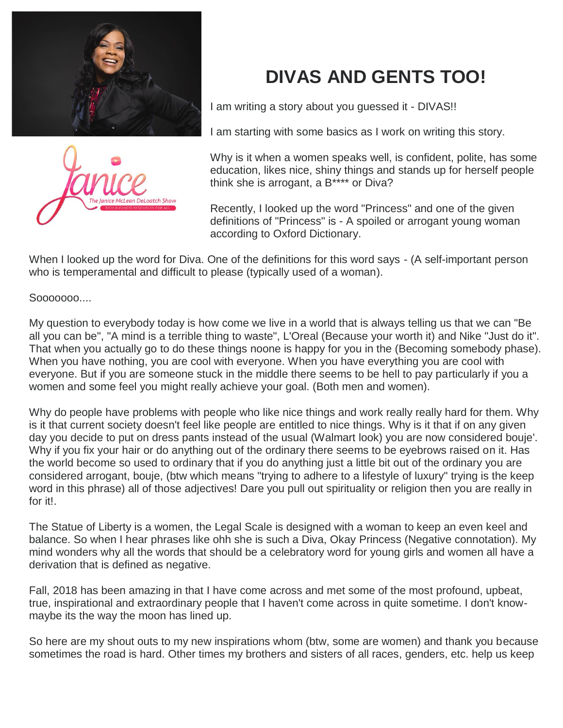# DIVAS AND GENTS TOO!

I am writing a story about you guessed it - DIVAS!!

I am starting with some basics as I work on writing this story.

Why is it when a women speaks well, is confident, polite, has some education, likes nice, shiny things and stands up for herself people think she is arrogant, a B**** or Diva?

Recently, I looked up the word "Princess" and one of the given definitions of "Princess" is - A spoiled or arrogant young woman according to Oxford Dictionary.

When I looked up the word for Diva. One of the definitions for this word says - (A self-important person who is temperamental and difficult to please (typically used of a woman).

Sooooooo....

My question to everybody today is how come we live in a world that is always telling us that we can "Be all you can be", "A mind is a terrible thing to waste", L'Oreal (Because your worth it) and Nike "Just do it". That when you actually go to do these things noone is happy for you in the (Becoming somebody phase). When you have nothing, you are cool with everyone. When you have everything you are cool with everyone. But if you are someone stuck in the middle there seems to be hell to pay particularly if you a women and some feel you might really achieve your goal. (Both men and women).

Why do people have problems with people who like nice things and work really really hard for them. Why is it that current society doesn't feel like people are entitled to nice things. Why is it that if on any given day you decide to put on dress pants instead of the usual (Walmart look) you are now considered bouje'. Why if you fix your hair or do anything out of the ordinary there seems to be eyebrows raised on it. Has the world become so used to ordinary that if you do anything just a little bit out of the ordinary you are considered arrogant, bouje, (btw which means "trying to adhere to a lifestyle of luxury" trying is the keep word in this phrase) all of those adjectives! Dare you pull out spirituality or religion then you are really in for it!.

The Statue of Liberty is a women, the Legal Scale is designed with a woman to keep an even keel and balance. So when I hear phrases like ohh she is such a Diva, Okay Princess (Negative connotation). My mind wonders why all the words that should be a celebratory word for young girls and women all have a derivation that is defined as negative.

Fall, 2018 has been amazing in that I have come across and met some of the most profound, upbeat, true, inspirational and extraordinary people that I haven't come across in quite sometime. I don't know- maybe its the way the moon has lined up.

So here are my shout outs to my new inspirations whom (btw, some are women) and thank you because sometimes the road is hard. Other times my brothers and sisters of all races, genders, etc. help us keep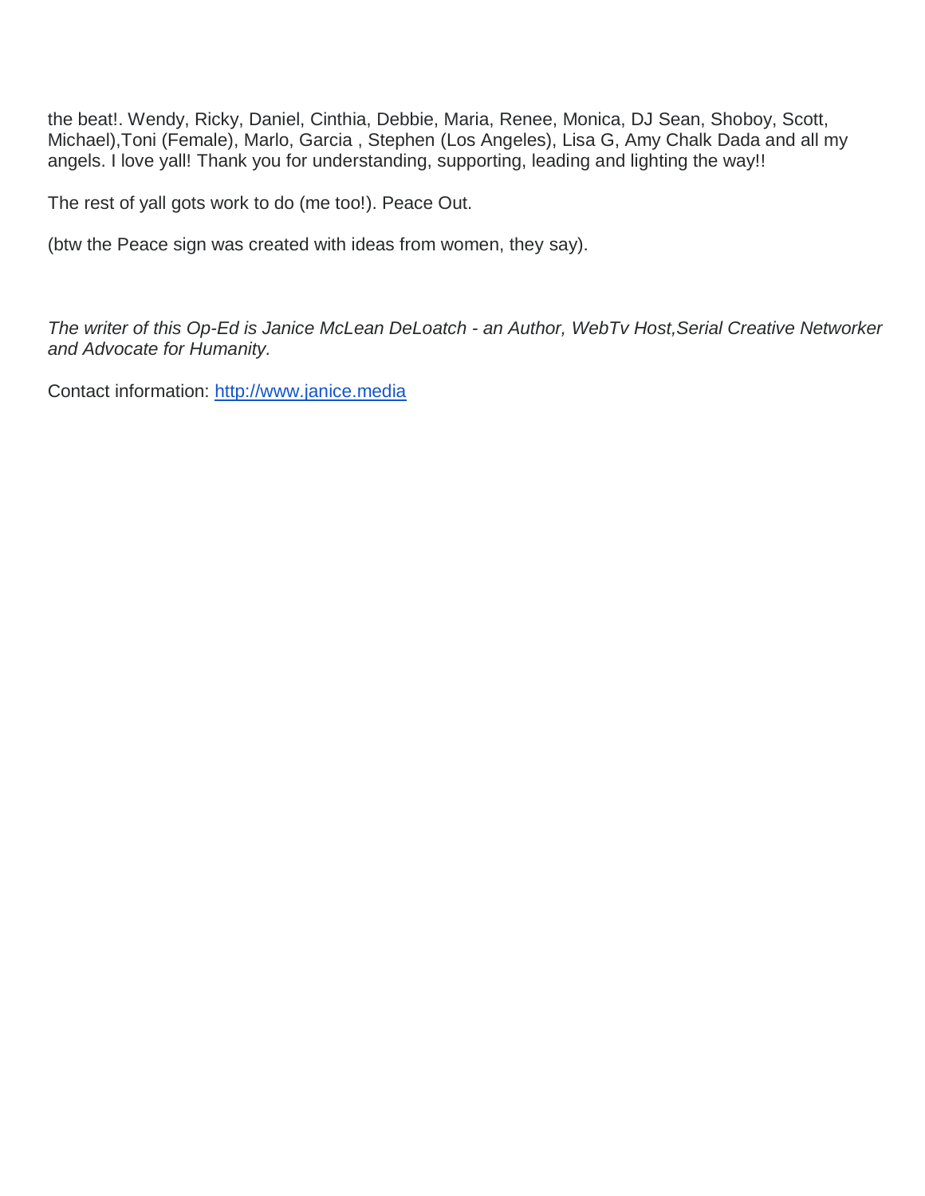the beat!. Wendy, Ricky, Daniel, Cinthia, Debbie, Maria, Renee, Monica, DJ Sean, Shoboy, Scott, Michael),Toni (Female), Marlo, Garcia , Stephen (Los Angeles), Lisa G, Amy Chalk Dada and all my angels. I love yall! Thank you for understanding, supporting, leading and lighting the way!!

The rest of yall gots work to do (me too!). Peace Out.

(btw the Peace sign was created with ideas from women, they say).

*The writer of this Op-Ed is Janice McLean DeLoatch - an Author, WebTv Host,Serial Creative Networker and Advocate for Humanity.*

Contact information: [http://www.janice.media](http://www.janice.media)